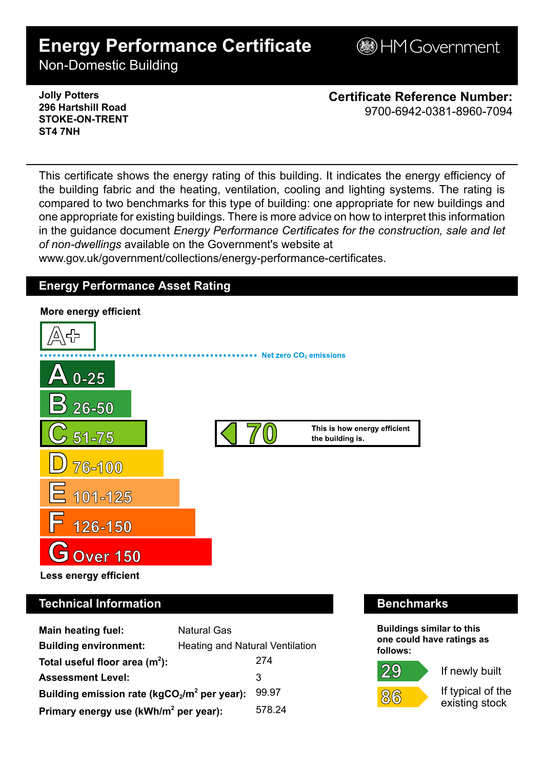# Energy Performance Certificate

Non-Domestic Building

HM Government

**Jolly Potters**
**296 Hartshill Road**
**STOKE-ON-TRENT**
**ST4 7NH**

**Certificate Reference Number:**
9700-6942-0381-8960-7094

This certificate shows the energy rating of this building. It indicates the energy efficiency of the building fabric and the heating, ventilation, cooling and lighting systems. The rating is compared to two benchmarks for this type of building: one appropriate for new buildings and one appropriate for existing buildings. There is more advice on how to interpret this information in the guidance document *Energy Performance Certificates for the construction, sale and let of non-dwellings* available on the Government's website at www.gov.uk/government/collections/energy-performance-certificates.

## Energy Performance Asset Rating

**More energy efficient**

- A+
- Net zero $CO_2$ emissions
- A 0-25
- B 26-50
- C 51-75
- D 76-100
- E 101-125
- F 126-150
- G Over 150

**Less energy efficient**

**70** (C) — This is how energy efficient the building is.

## Technical Information

| | |
|---|---|
| **Main heating fuel:** | Natural Gas |
| **Building environment:** | Heating and Natural Ventilation |
| **Total useful floor area ($m^2$):** | 274 |
| **Assessment Level:** | 3 |
| **Building emission rate ($kgCO_2/m^2$ per year):** | 99.97 |
| **Primary energy use ($kWh/m^2$ per year):** | 578.24 |

## Benchmarks

**Buildings similar to this one could have ratings as follows:**

- **29** — If newly built
- **86** — If typical of the existing stock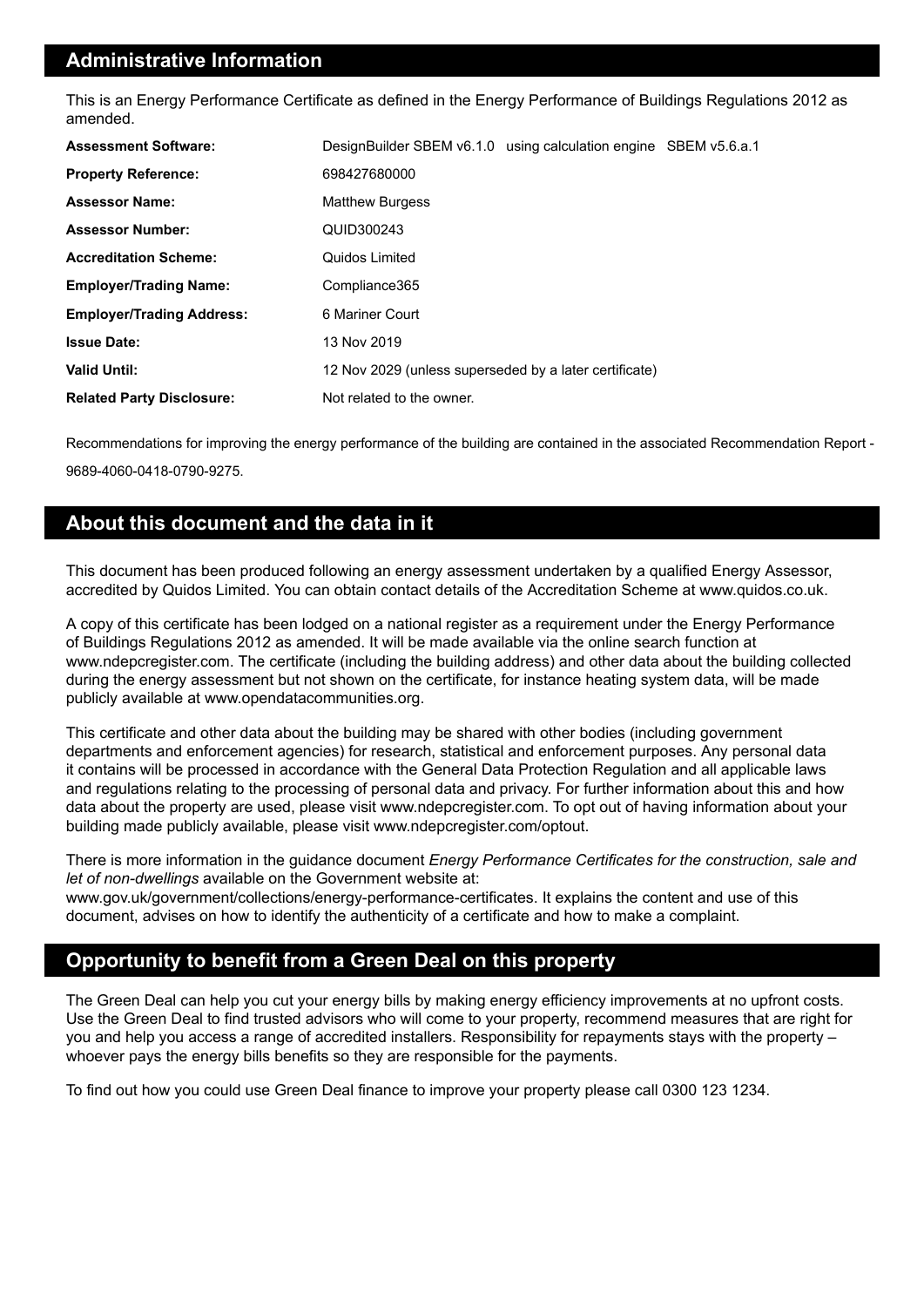## Administrative Information

This is an Energy Performance Certificate as defined in the Energy Performance of Buildings Regulations 2012 as amended.

| | |
|---|---|
| **Assessment Software:** | DesignBuilder SBEM v6.1.0 using calculation engine SBEM v5.6.a.1 |
| **Property Reference:** | 698427680000 |
| **Assessor Name:** | Matthew Burgess |
| **Assessor Number:** | QUID300243 |
| **Accreditation Scheme:** | Quidos Limited |
| **Employer/Trading Name:** | Compliance365 |
| **Employer/Trading Address:** | 6 Mariner Court |
| **Issue Date:** | 13 Nov 2019 |
| **Valid Until:** | 12 Nov 2029 (unless superseded by a later certificate) |
| **Related Party Disclosure:** | Not related to the owner. |

Recommendations for improving the energy performance of the building are contained in the associated Recommendation Report - 9689-4060-0418-0790-9275.

## About this document and the data in it

This document has been produced following an energy assessment undertaken by a qualified Energy Assessor, accredited by Quidos Limited. You can obtain contact details of the Accreditation Scheme at www.quidos.co.uk.

A copy of this certificate has been lodged on a national register as a requirement under the Energy Performance of Buildings Regulations 2012 as amended. It will be made available via the online search function at www.ndepcregister.com. The certificate (including the building address) and other data about the building collected during the energy assessment but not shown on the certificate, for instance heating system data, will be made publicly available at www.opendatacommunities.org.

This certificate and other data about the building may be shared with other bodies (including government departments and enforcement agencies) for research, statistical and enforcement purposes. Any personal data it contains will be processed in accordance with the General Data Protection Regulation and all applicable laws and regulations relating to the processing of personal data and privacy. For further information about this and how data about the property are used, please visit www.ndepcregister.com. To opt out of having information about your building made publicly available, please visit www.ndepcregister.com/optout.

There is more information in the guidance document *Energy Performance Certificates for the construction, sale and let of non-dwellings* available on the Government website at: www.gov.uk/government/collections/energy-performance-certificates. It explains the content and use of this document, advises on how to identify the authenticity of a certificate and how to make a complaint.

## Opportunity to benefit from a Green Deal on this property

The Green Deal can help you cut your energy bills by making energy efficiency improvements at no upfront costs. Use the Green Deal to find trusted advisors who will come to your property, recommend measures that are right for you and help you access a range of accredited installers. Responsibility for repayments stays with the property – whoever pays the energy bills benefits so they are responsible for the payments.

To find out how you could use Green Deal finance to improve your property please call 0300 123 1234.